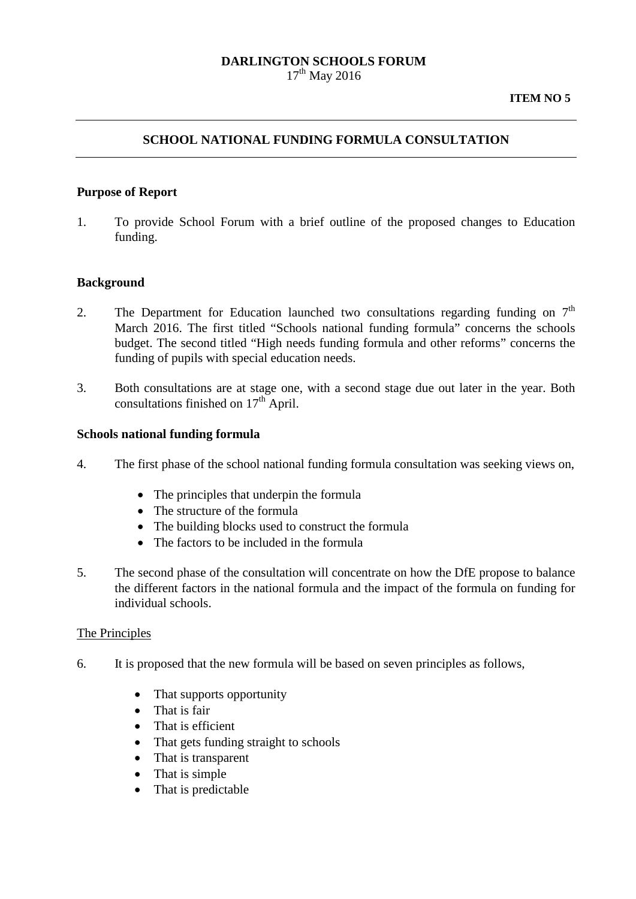**DARLINGTON SCHOOLS FORUM**

17th May 2016

**ITEM NO 5**

---

## SCHOOL NATIONAL FUNDING FORMULA CONSULTATION

---

### Purpose of Report

1. To provide School Forum with a brief outline of the proposed changes to Education funding.

### Background

2. The Department for Education launched two consultations regarding funding on 7th March 2016. The first titled "Schools national funding formula" concerns the schools budget. The second titled "High needs funding formula and other reforms" concerns the funding of pupils with special education needs.

3. Both consultations are at stage one, with a second stage due out later in the year. Both consultations finished on 17th April.

### Schools national funding formula

4. The first phase of the school national funding formula consultation was seeking views on,

   - The principles that underpin the formula
   - The structure of the formula
   - The building blocks used to construct the formula
   - The factors to be included in the formula

5. The second phase of the consultation will concentrate on how the DfE propose to balance the different factors in the national formula and the impact of the formula on funding for individual schools.

<u>The Principles</u>

6. It is proposed that the new formula will be based on seven principles as follows,

   - That supports opportunity
   - That is fair
   - That is efficient
   - That gets funding straight to schools
   - That is transparent
   - That is simple
   - That is predictable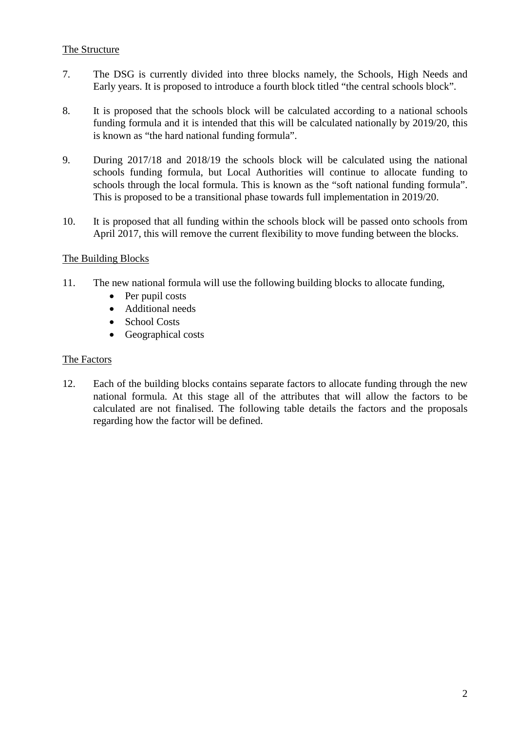<u>The Structure</u>

7. The DSG is currently divided into three blocks namely, the Schools, High Needs and Early years. It is proposed to introduce a fourth block titled "the central schools block".

8. It is proposed that the schools block will be calculated according to a national schools funding formula and it is intended that this will be calculated nationally by 2019/20, this is known as "the hard national funding formula".

9. During 2017/18 and 2018/19 the schools block will be calculated using the national schools funding formula, but Local Authorities will continue to allocate funding to schools through the local formula. This is known as the "soft national funding formula". This is proposed to be a transitional phase towards full implementation in 2019/20.

10. It is proposed that all funding within the schools block will be passed onto schools from April 2017, this will remove the current flexibility to move funding between the blocks.

<u>The Building Blocks</u>

11. The new national formula will use the following building blocks to allocate funding,
    - Per pupil costs
    - Additional needs
    - School Costs
    - Geographical costs

<u>The Factors</u>

12. Each of the building blocks contains separate factors to allocate funding through the new national formula. At this stage all of the attributes that will allow the factors to be calculated are not finalised. The following table details the factors and the proposals regarding how the factor will be defined.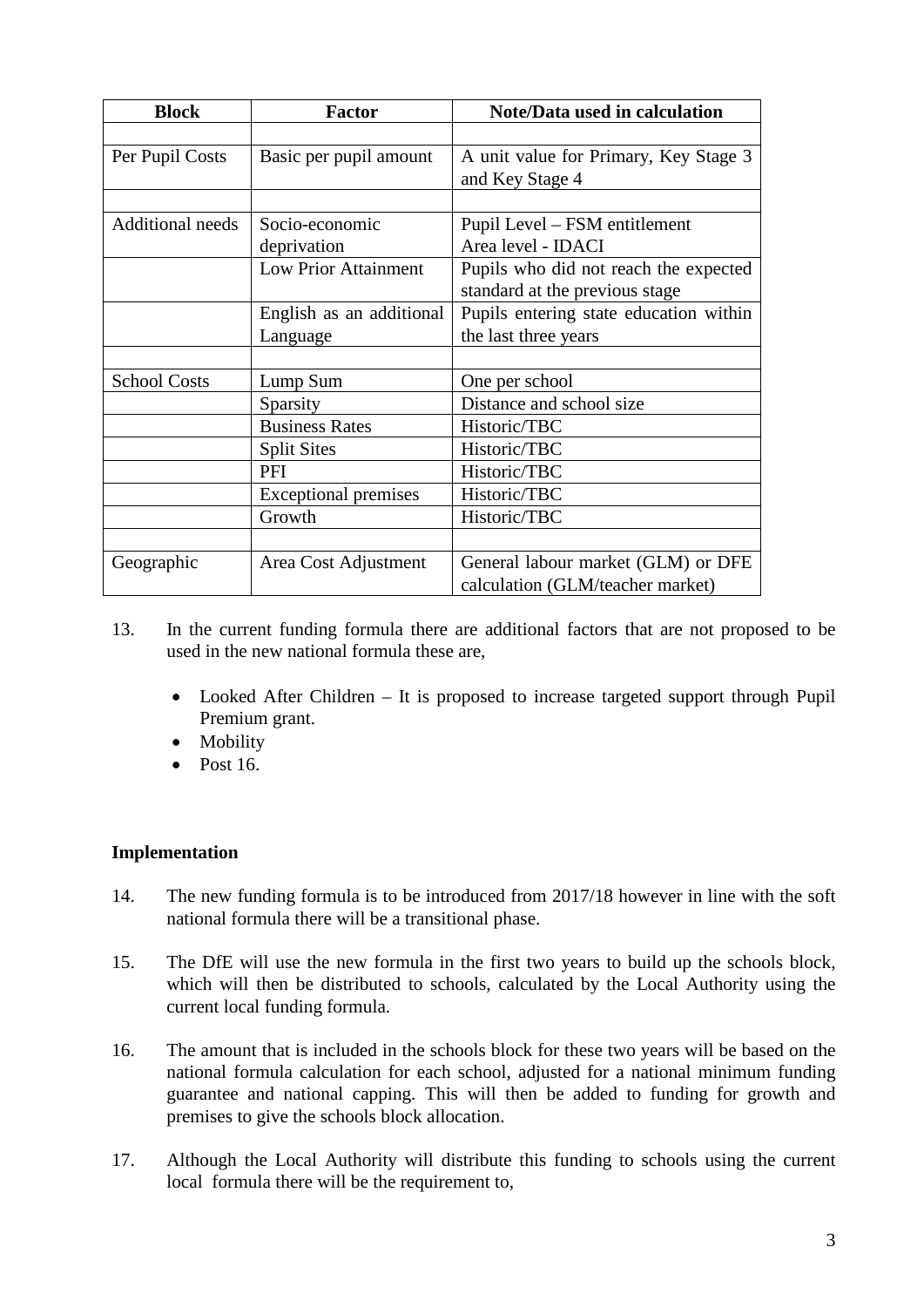| Block | Factor | Note/Data used in calculation |
|---|---|---|
| | | |
| Per Pupil Costs | Basic per pupil amount | A unit value for Primary, Key Stage 3 and Key Stage 4 |
| | | |
| Additional needs | Socio-economic deprivation | Pupil Level – FSM entitlement<br>Area level - IDACI |
| | Low Prior Attainment | Pupils who did not reach the expected standard at the previous stage |
| | English as an additional Language | Pupils entering state education within the last three years |
| | | |
| School Costs | Lump Sum | One per school |
| | Sparsity | Distance and school size |
| | Business Rates | Historic/TBC |
| | Split Sites | Historic/TBC |
| | PFI | Historic/TBC |
| | Exceptional premises | Historic/TBC |
| | Growth | Historic/TBC |
| | | |
| Geographic | Area Cost Adjustment | General labour market (GLM) or DFE calculation (GLM/teacher market) |

13. In the current funding formula there are additional factors that are not proposed to be used in the new national formula these are,

    - Looked After Children – It is proposed to increase targeted support through Pupil Premium grant.
    - Mobility
    - Post 16.

**Implementation**

14. The new funding formula is to be introduced from 2017/18 however in line with the soft national formula there will be a transitional phase.

15. The DfE will use the new formula in the first two years to build up the schools block, which will then be distributed to schools, calculated by the Local Authority using the current local funding formula.

16. The amount that is included in the schools block for these two years will be based on the national formula calculation for each school, adjusted for a national minimum funding guarantee and national capping. This will then be added to funding for growth and premises to give the schools block allocation.

17. Although the Local Authority will distribute this funding to schools using the current local formula there will be the requirement to,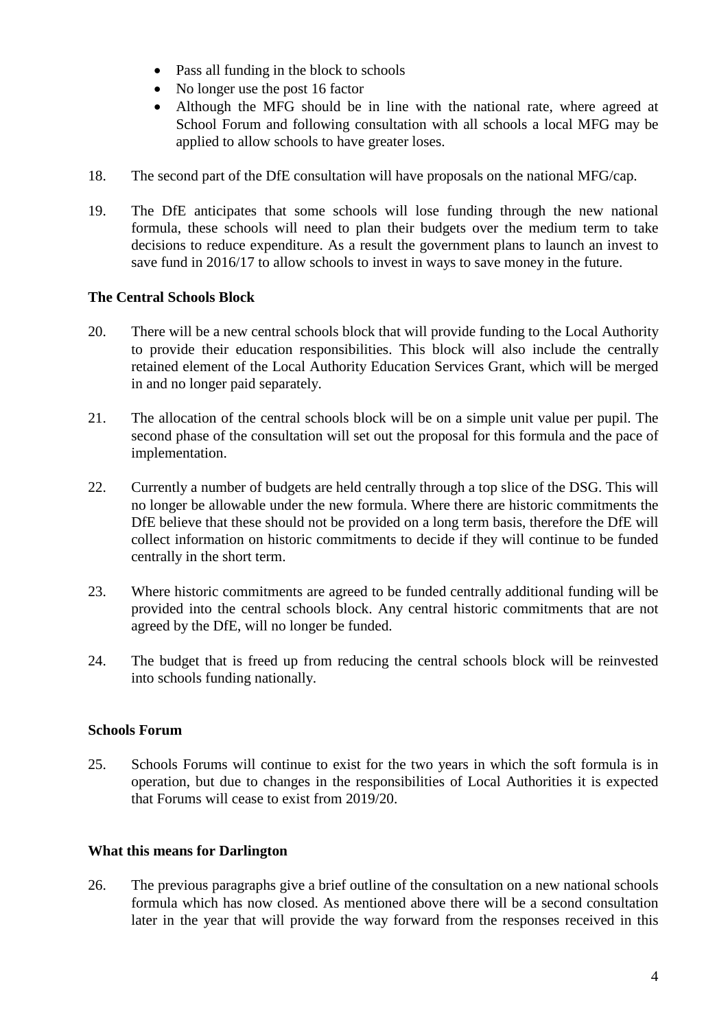- Pass all funding in the block to schools
- No longer use the post 16 factor
- Although the MFG should be in line with the national rate, where agreed at School Forum and following consultation with all schools a local MFG may be applied to allow schools to have greater loses.

18. The second part of the DfE consultation will have proposals on the national MFG/cap.

19. The DfE anticipates that some schools will lose funding through the new national formula, these schools will need to plan their budgets over the medium term to take decisions to reduce expenditure. As a result the government plans to launch an invest to save fund in 2016/17 to allow schools to invest in ways to save money in the future.

**The Central Schools Block**

20. There will be a new central schools block that will provide funding to the Local Authority to provide their education responsibilities. This block will also include the centrally retained element of the Local Authority Education Services Grant, which will be merged in and no longer paid separately.

21. The allocation of the central schools block will be on a simple unit value per pupil. The second phase of the consultation will set out the proposal for this formula and the pace of implementation.

22. Currently a number of budgets are held centrally through a top slice of the DSG. This will no longer be allowable under the new formula. Where there are historic commitments the DfE believe that these should not be provided on a long term basis, therefore the DfE will collect information on historic commitments to decide if they will continue to be funded centrally in the short term.

23. Where historic commitments are agreed to be funded centrally additional funding will be provided into the central schools block. Any central historic commitments that are not agreed by the DfE, will no longer be funded.

24. The budget that is freed up from reducing the central schools block will be reinvested into schools funding nationally.

**Schools Forum**

25. Schools Forums will continue to exist for the two years in which the soft formula is in operation, but due to changes in the responsibilities of Local Authorities it is expected that Forums will cease to exist from 2019/20.

**What this means for Darlington**

26. The previous paragraphs give a brief outline of the consultation on a new national schools formula which has now closed. As mentioned above there will be a second consultation later in the year that will provide the way forward from the responses received in this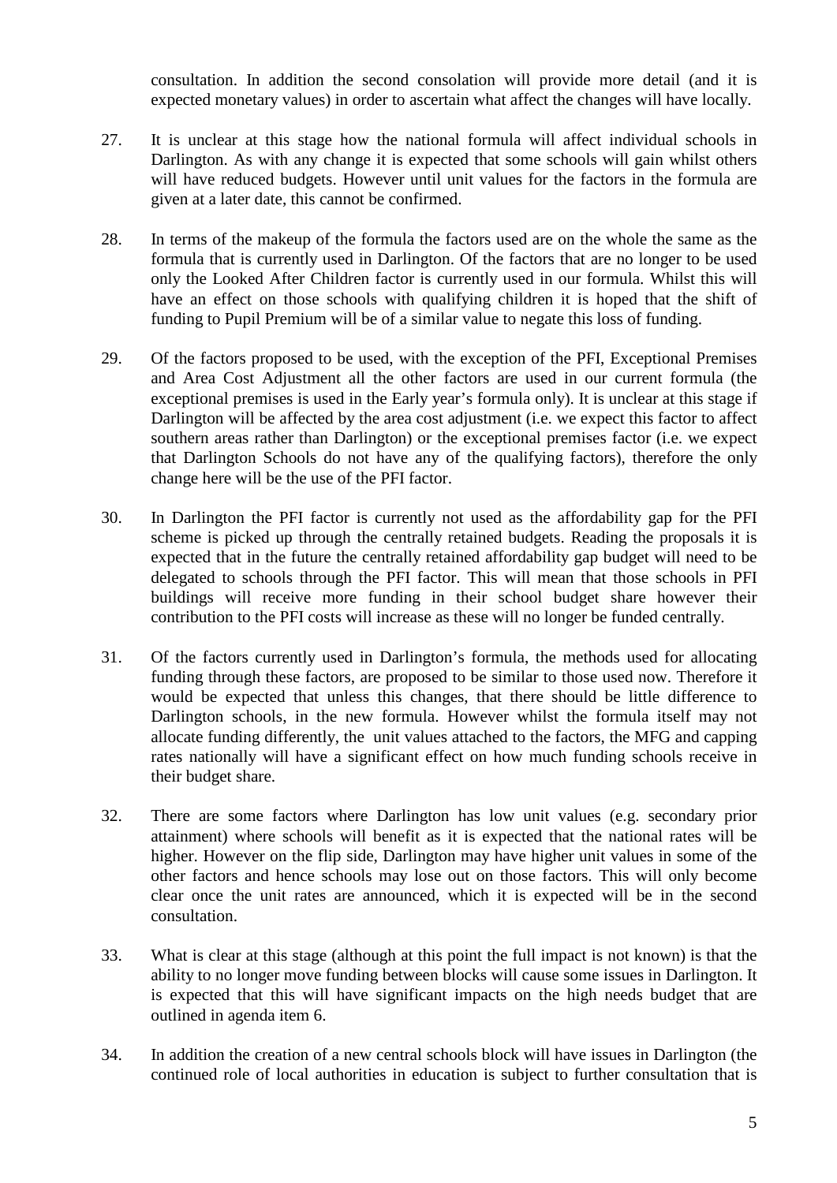consultation. In addition the second consolation will provide more detail (and it is expected monetary values) in order to ascertain what affect the changes will have locally.

27. It is unclear at this stage how the national formula will affect individual schools in Darlington. As with any change it is expected that some schools will gain whilst others will have reduced budgets. However until unit values for the factors in the formula are given at a later date, this cannot be confirmed.

28. In terms of the makeup of the formula the factors used are on the whole the same as the formula that is currently used in Darlington. Of the factors that are no longer to be used only the Looked After Children factor is currently used in our formula. Whilst this will have an effect on those schools with qualifying children it is hoped that the shift of funding to Pupil Premium will be of a similar value to negate this loss of funding.

29. Of the factors proposed to be used, with the exception of the PFI, Exceptional Premises and Area Cost Adjustment all the other factors are used in our current formula (the exceptional premises is used in the Early year's formula only). It is unclear at this stage if Darlington will be affected by the area cost adjustment (i.e. we expect this factor to affect southern areas rather than Darlington) or the exceptional premises factor (i.e. we expect that Darlington Schools do not have any of the qualifying factors), therefore the only change here will be the use of the PFI factor.

30. In Darlington the PFI factor is currently not used as the affordability gap for the PFI scheme is picked up through the centrally retained budgets. Reading the proposals it is expected that in the future the centrally retained affordability gap budget will need to be delegated to schools through the PFI factor. This will mean that those schools in PFI buildings will receive more funding in their school budget share however their contribution to the PFI costs will increase as these will no longer be funded centrally.

31. Of the factors currently used in Darlington's formula, the methods used for allocating funding through these factors, are proposed to be similar to those used now. Therefore it would be expected that unless this changes, that there should be little difference to Darlington schools, in the new formula. However whilst the formula itself may not allocate funding differently, the unit values attached to the factors, the MFG and capping rates nationally will have a significant effect on how much funding schools receive in their budget share.

32. There are some factors where Darlington has low unit values (e.g. secondary prior attainment) where schools will benefit as it is expected that the national rates will be higher. However on the flip side, Darlington may have higher unit values in some of the other factors and hence schools may lose out on those factors. This will only become clear once the unit rates are announced, which it is expected will be in the second consultation.

33. What is clear at this stage (although at this point the full impact is not known) is that the ability to no longer move funding between blocks will cause some issues in Darlington. It is expected that this will have significant impacts on the high needs budget that are outlined in agenda item 6.

34. In addition the creation of a new central schools block will have issues in Darlington (the continued role of local authorities in education is subject to further consultation that is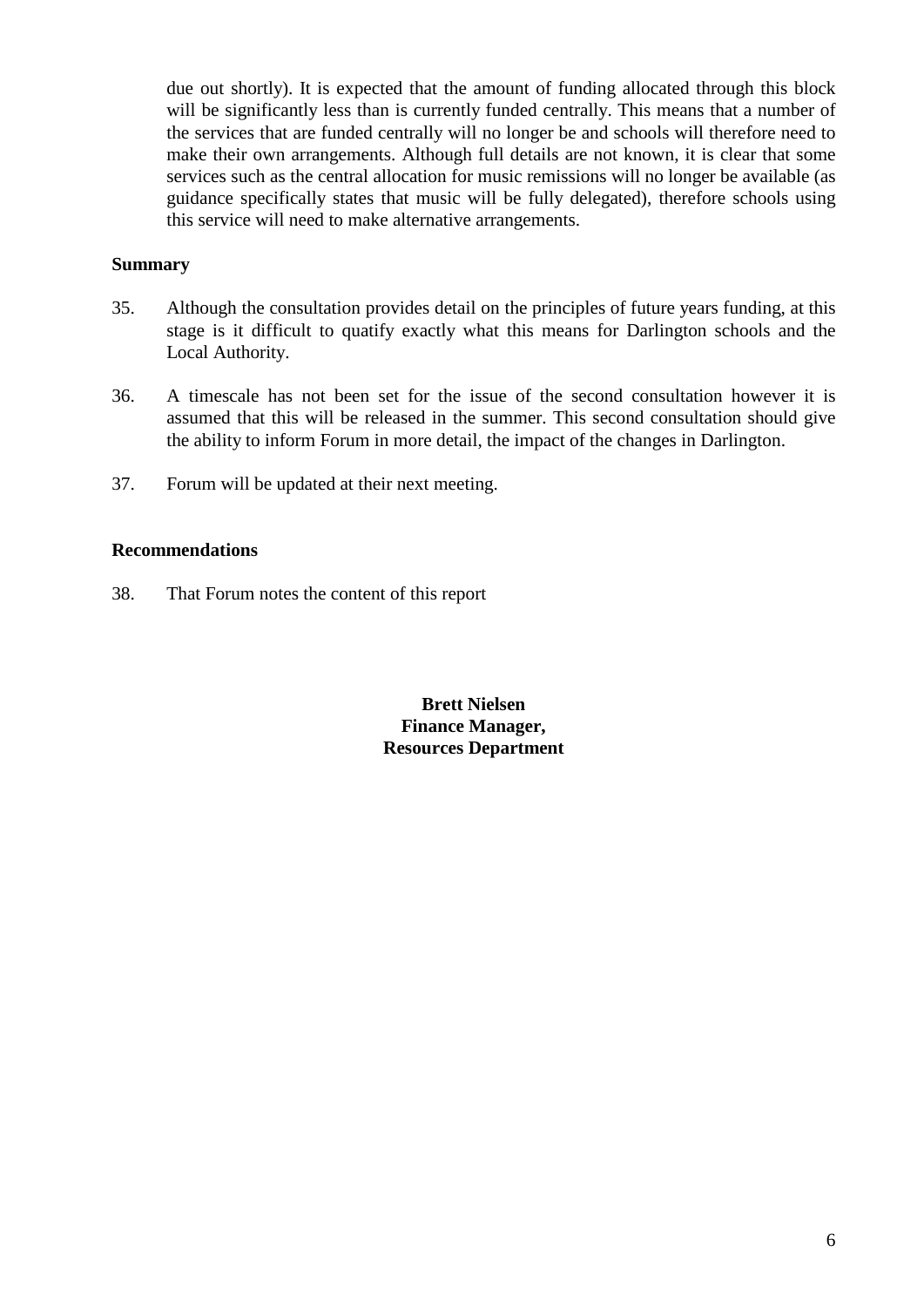due out shortly). It is expected that the amount of funding allocated through this block will be significantly less than is currently funded centrally. This means that a number of the services that are funded centrally will no longer be and schools will therefore need to make their own arrangements. Although full details are not known, it is clear that some services such as the central allocation for music remissions will no longer be available (as guidance specifically states that music will be fully delegated), therefore schools using this service will need to make alternative arrangements.

**Summary**

35. Although the consultation provides detail on the principles of future years funding, at this stage is it difficult to quatify exactly what this means for Darlington schools and the Local Authority.

36. A timescale has not been set for the issue of the second consultation however it is assumed that this will be released in the summer. This second consultation should give the ability to inform Forum in more detail, the impact of the changes in Darlington.

37. Forum will be updated at their next meeting.

**Recommendations**

38. That Forum notes the content of this report

**Brett Nielsen**
**Finance Manager,**
**Resources Department**